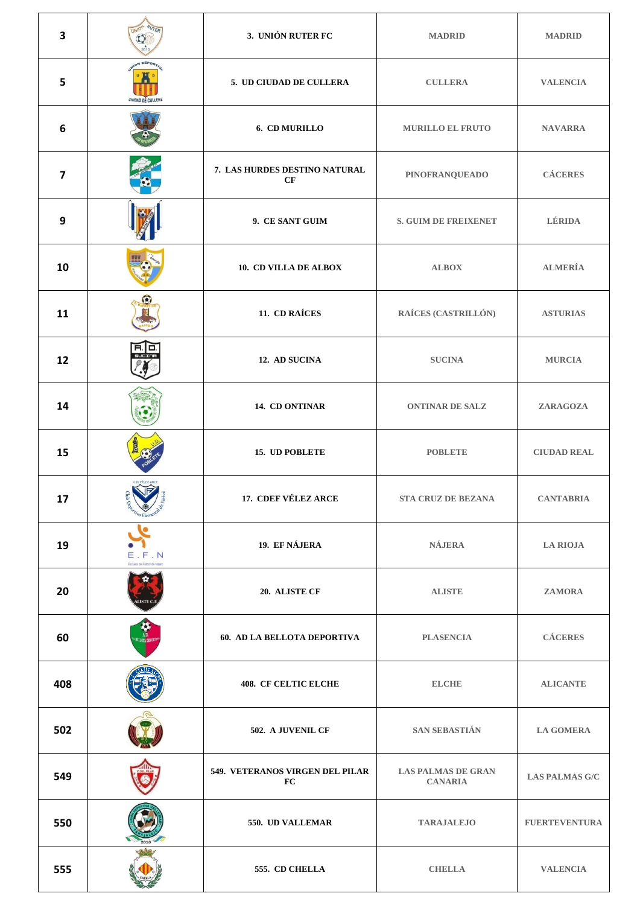| 3 | | 3. UNIÓN RUTER FC | MADRID | MADRID |
|---|---|---|---|---|
| 5 | | 5. UD CIUDAD DE CULLERA | CULLERA | VALENCIA |
| 6 | | 6. CD MURILLO | MURILLO EL FRUTO | NAVARRA |
| 7 | | 7. LAS HURDES DESTINO NATURAL CF | PINOFRANQUEADO | CÁCERES |
| 9 | | 9. CE SANT GUIM | S. GUIM DE FREIXENET | LÉRIDA |
| 10 | | 10. CD VILLA DE ALBOX | ALBOX | ALMERÍA |
| 11 | | 11. CD RAÍCES | RAÍCES (CASTRILLÓN) | ASTURIAS |
| 12 | | 12. AD SUCINA | SUCINA | MURCIA |
| 14 | | 14. CD ONTINAR | ONTINAR DE SALZ | ZARAGOZA |
| 15 | | 15. UD POBLETE | POBLETE | CIUDAD REAL |
| 17 | | 17. CDEF VÉLEZ ARCE | STA CRUZ DE BEZANA | CANTABRIA |
| 19 | | 19. EF NÁJERA | NÁJERA | LA RIOJA |
| 20 | | 20. ALISTE CF | ALISTE | ZAMORA |
| 60 | | 60. AD LA BELLOTA DEPORTIVA | PLASENCIA | CÁCERES |
| 408 | | 408. CF CELTIC ELCHE | ELCHE | ALICANTE |
| 502 | | 502. A JUVENIL CF | SAN SEBASTIÁN | LA GOMERA |
| 549 | | 549. VETERANOS VIRGEN DEL PILAR FC | LAS PALMAS DE GRAN CANARIA | LAS PALMAS G/C |
| 550 | | 550. UD VALLEMAR | TARAJALEJO | FUERTEVENTURA |
| 555 | | 555. CD CHELLA | CHELLA | VALENCIA |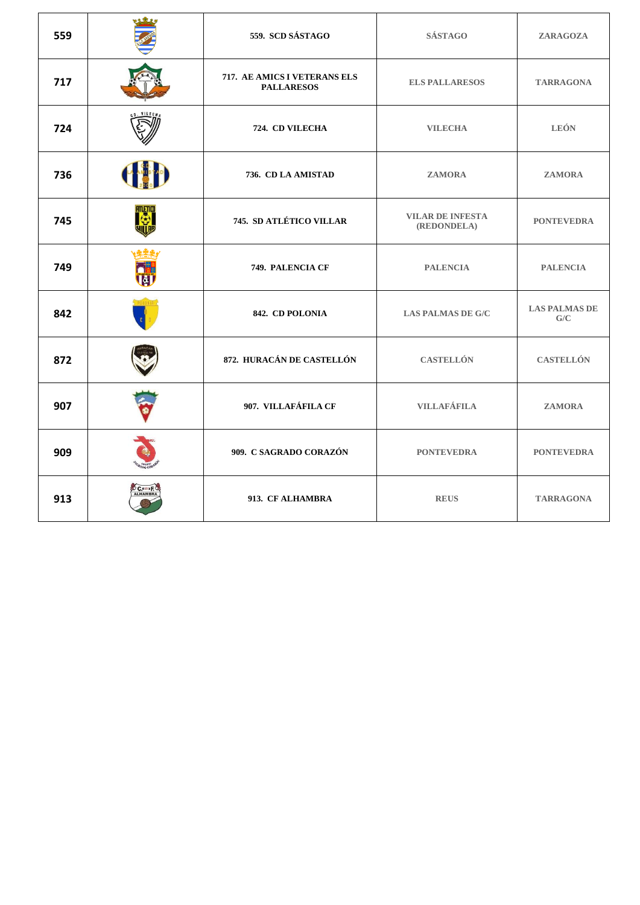| | | | | |
|---|---|---|---|---|
| 559 | | 559. SCD SÁSTAGO | SÁSTAGO | ZARAGOZA |
| 717 | | 717. AE AMICS I VETERANS ELS PALLARESOS | ELS PALLARESOS | TARRAGONA |
| 724 | | 724. CD VILECHA | VILECHA | LEÓN |
| 736 | | 736. CD LA AMISTAD | ZAMORA | ZAMORA |
| 745 | | 745. SD ATLÉTICO VILLAR | VILAR DE INFESTA (REDONDELA) | PONTEVEDRA |
| 749 | | 749. PALENCIA CF | PALENCIA | PALENCIA |
| 842 | | 842. CD POLONIA | LAS PALMAS DE G/C | LAS PALMAS DE G/C |
| 872 | | 872. HURACÁN DE CASTELLÓN | CASTELLÓN | CASTELLÓN |
| 907 | | 907. VILLAFÁFILA CF | VILLAFÁFILA | ZAMORA |
| 909 | | 909. C SAGRADO CORAZÓN | PONTEVEDRA | PONTEVEDRA |
| 913 | | 913. CF ALHAMBRA | REUS | TARRAGONA |